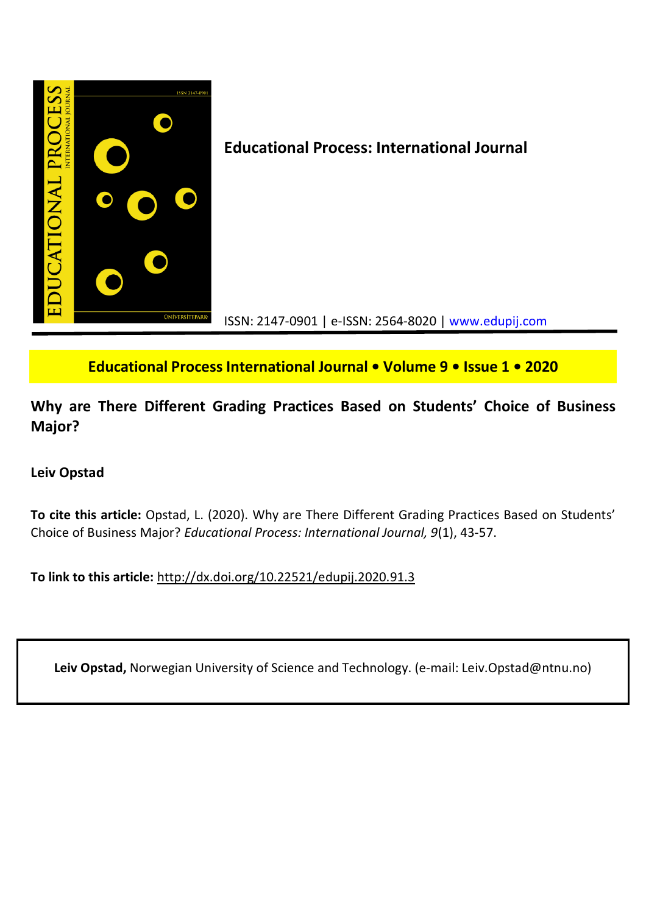**Educational Process: International Journal**

ISSN: 2147-0901 | e-ISSN: 2564-8020 | www.edupij.com

**Educational Process International Journal • Volume 9 • Issue 1 • 2020**

# Why are There Different Grading Practices Based on Students' Choice of Business Major?

**Leiv Opstad**

**To cite this article:** Opstad, L. (2020). Why are There Different Grading Practices Based on Students' Choice of Business Major? *Educational Process: International Journal, 9*(1), 43-57.

**To link to this article:** http://dx.doi.org/10.22521/edupij.2020.91.3

**Leiv Opstad,** Norwegian University of Science and Technology. (e-mail: Leiv.Opstad@ntnu.no)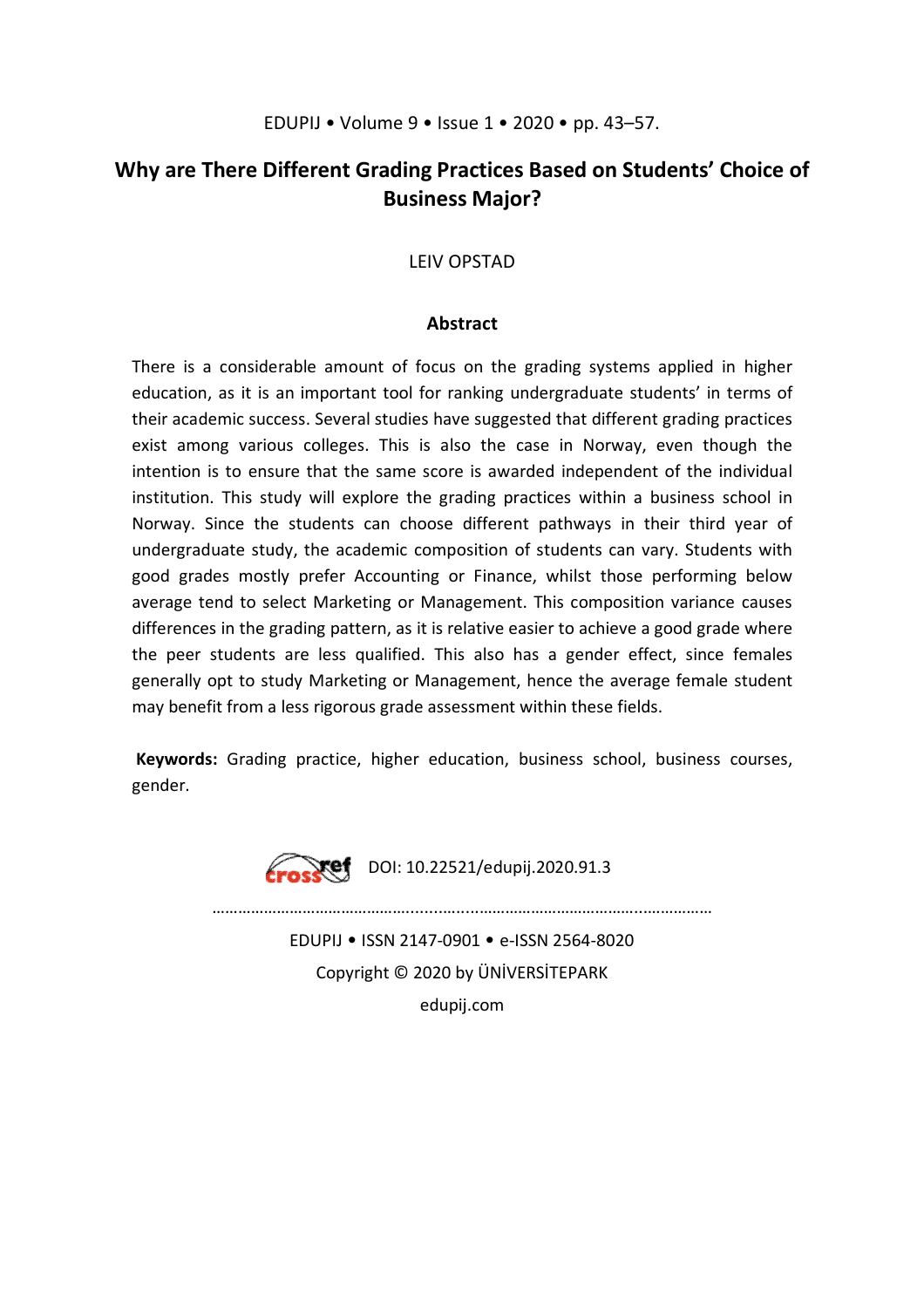# Why are There Different Grading Practices Based on Students' Choice of Business Major?

LEIV OPSTAD

## Abstract

There is a considerable amount of focus on the grading systems applied in higher education, as it is an important tool for ranking undergraduate students' in terms of their academic success. Several studies have suggested that different grading practices exist among various colleges. This is also the case in Norway, even though the intention is to ensure that the same score is awarded independent of the individual institution. This study will explore the grading practices within a business school in Norway. Since the students can choose different pathways in their third year of undergraduate study, the academic composition of students can vary. Students with good grades mostly prefer Accounting or Finance, whilst those performing below average tend to select Marketing or Management. This composition variance causes differences in the grading pattern, as it is relative easier to achieve a good grade where the peer students are less qualified. This also has a gender effect, since females generally opt to study Marketing or Management, hence the average female student may benefit from a less rigorous grade assessment within these fields.

**Keywords:** Grading practice, higher education, business school, business courses, gender.

DOI: 10.22521/edupij.2020.91.3

EDUPIJ • ISSN 2147-0901 • e-ISSN 2564-8020

Copyright © 2020 by ÜNİVERSİTEPARK

edupij.com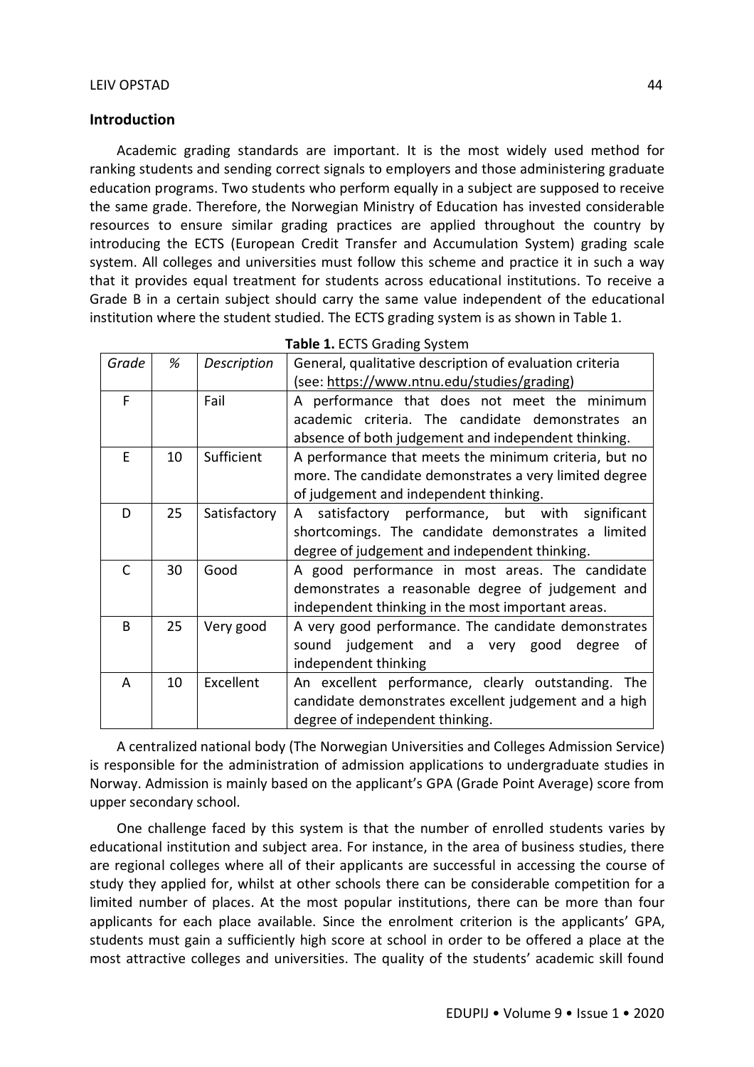## Introduction

Academic grading standards are important. It is the most widely used method for ranking students and sending correct signals to employers and those administering graduate education programs. Two students who perform equally in a subject are supposed to receive the same grade. Therefore, the Norwegian Ministry of Education has invested considerable resources to ensure similar grading practices are applied throughout the country by introducing the ECTS (European Credit Transfer and Accumulation System) grading scale system. All colleges and universities must follow this scheme and practice it in such a way that it provides equal treatment for students across educational institutions. To receive a Grade B in a certain subject should carry the same value independent of the educational institution where the student studied. The ECTS grading system is as shown in Table 1.

**Table 1.** ECTS Grading System

| *Grade* | *%* | *Description* | General, qualitative description of evaluation criteria (see: https://www.ntnu.edu/studies/grading) |
|---|---|---|---|
| F | | Fail | A performance that does not meet the minimum academic criteria. The candidate demonstrates an absence of both judgement and independent thinking. |
| E | 10 | Sufficient | A performance that meets the minimum criteria, but no more. The candidate demonstrates a very limited degree of judgement and independent thinking. |
| D | 25 | Satisfactory | A satisfactory performance, but with significant shortcomings. The candidate demonstrates a limited degree of judgement and independent thinking. |
| C | 30 | Good | A good performance in most areas. The candidate demonstrates a reasonable degree of judgement and independent thinking in the most important areas. |
| B | 25 | Very good | A very good performance. The candidate demonstrates sound judgement and a very good degree of independent thinking |
| A | 10 | Excellent | An excellent performance, clearly outstanding. The candidate demonstrates excellent judgement and a high degree of independent thinking. |

A centralized national body (The Norwegian Universities and Colleges Admission Service) is responsible for the administration of admission applications to undergraduate studies in Norway. Admission is mainly based on the applicant's GPA (Grade Point Average) score from upper secondary school.

One challenge faced by this system is that the number of enrolled students varies by educational institution and subject area. For instance, in the area of business studies, there are regional colleges where all of their applicants are successful in accessing the course of study they applied for, whilst at other schools there can be considerable competition for a limited number of places. At the most popular institutions, there can be more than four applicants for each place available. Since the enrolment criterion is the applicants' GPA, students must gain a sufficiently high score at school in order to be offered a place at the most attractive colleges and universities. The quality of the students' academic skill found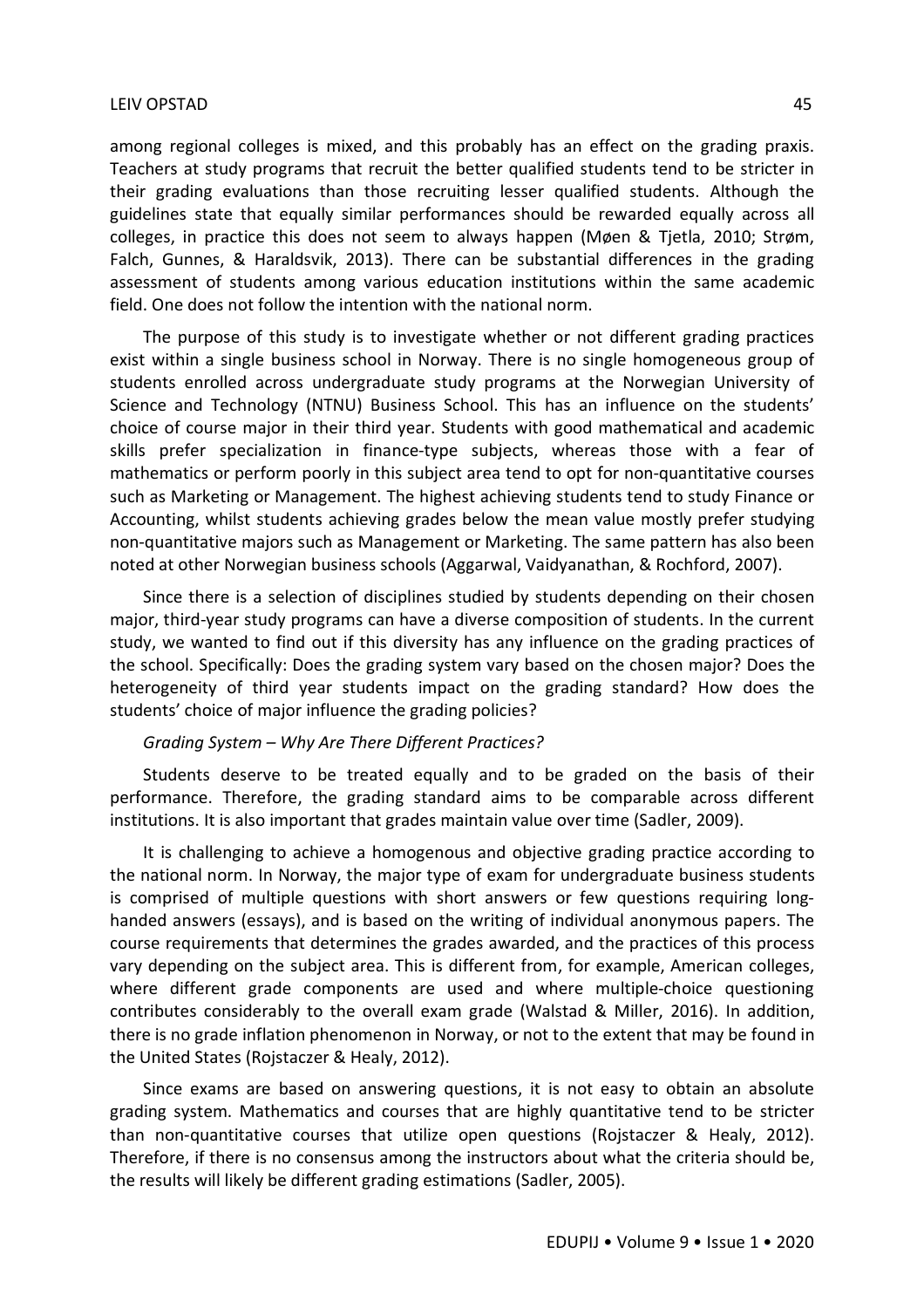among regional colleges is mixed, and this probably has an effect on the grading praxis. Teachers at study programs that recruit the better qualified students tend to be stricter in their grading evaluations than those recruiting lesser qualified students. Although the guidelines state that equally similar performances should be rewarded equally across all colleges, in practice this does not seem to always happen (Møen & Tjetla, 2010; Strøm, Falch, Gunnes, & Haraldsvik, 2013). There can be substantial differences in the grading assessment of students among various education institutions within the same academic field. One does not follow the intention with the national norm.

The purpose of this study is to investigate whether or not different grading practices exist within a single business school in Norway. There is no single homogeneous group of students enrolled across undergraduate study programs at the Norwegian University of Science and Technology (NTNU) Business School. This has an influence on the students' choice of course major in their third year. Students with good mathematical and academic skills prefer specialization in finance-type subjects, whereas those with a fear of mathematics or perform poorly in this subject area tend to opt for non-quantitative courses such as Marketing or Management. The highest achieving students tend to study Finance or Accounting, whilst students achieving grades below the mean value mostly prefer studying non-quantitative majors such as Management or Marketing. The same pattern has also been noted at other Norwegian business schools (Aggarwal, Vaidyanathan, & Rochford, 2007).

Since there is a selection of disciplines studied by students depending on their chosen major, third-year study programs can have a diverse composition of students. In the current study, we wanted to find out if this diversity has any influence on the grading practices of the school. Specifically: Does the grading system vary based on the chosen major? Does the heterogeneity of third year students impact on the grading standard? How does the students' choice of major influence the grading policies?

*Grading System – Why Are There Different Practices?*

Students deserve to be treated equally and to be graded on the basis of their performance. Therefore, the grading standard aims to be comparable across different institutions. It is also important that grades maintain value over time (Sadler, 2009).

It is challenging to achieve a homogenous and objective grading practice according to the national norm. In Norway, the major type of exam for undergraduate business students is comprised of multiple questions with short answers or few questions requiring long-handed answers (essays), and is based on the writing of individual anonymous papers. The course requirements that determines the grades awarded, and the practices of this process vary depending on the subject area. This is different from, for example, American colleges, where different grade components are used and where multiple-choice questioning contributes considerably to the overall exam grade (Walstad & Miller, 2016). In addition, there is no grade inflation phenomenon in Norway, or not to the extent that may be found in the United States (Rojstaczer & Healy, 2012).

Since exams are based on answering questions, it is not easy to obtain an absolute grading system. Mathematics and courses that are highly quantitative tend to be stricter than non-quantitative courses that utilize open questions (Rojstaczer & Healy, 2012). Therefore, if there is no consensus among the instructors about what the criteria should be, the results will likely be different grading estimations (Sadler, 2005).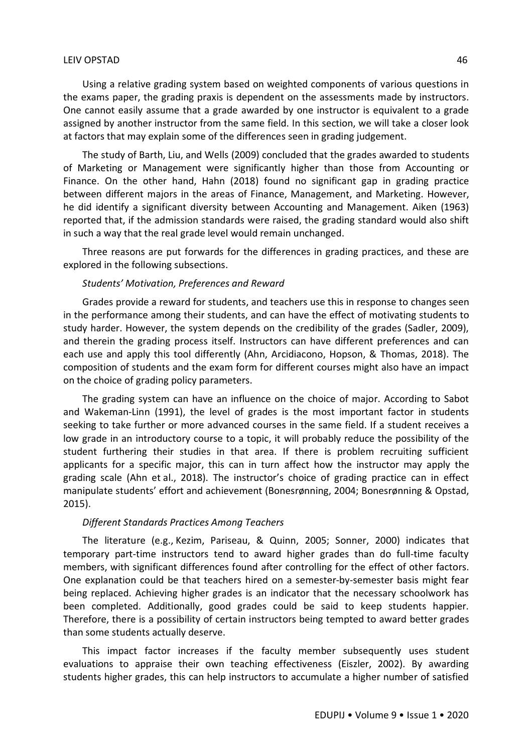Using a relative grading system based on weighted components of various questions in the exams paper, the grading praxis is dependent on the assessments made by instructors. One cannot easily assume that a grade awarded by one instructor is equivalent to a grade assigned by another instructor from the same field. In this section, we will take a closer look at factors that may explain some of the differences seen in grading judgement.

The study of Barth, Liu, and Wells (2009) concluded that the grades awarded to students of Marketing or Management were significantly higher than those from Accounting or Finance. On the other hand, Hahn (2018) found no significant gap in grading practice between different majors in the areas of Finance, Management, and Marketing. However, he did identify a significant diversity between Accounting and Management. Aiken (1963) reported that, if the admission standards were raised, the grading standard would also shift in such a way that the real grade level would remain unchanged.

Three reasons are put forwards for the differences in grading practices, and these are explored in the following subsections.

### *Students' Motivation, Preferences and Reward*

Grades provide a reward for students, and teachers use this in response to changes seen in the performance among their students, and can have the effect of motivating students to study harder. However, the system depends on the credibility of the grades (Sadler, 2009), and therein the grading process itself. Instructors can have different preferences and can each use and apply this tool differently (Ahn, Arcidiacono, Hopson, & Thomas, 2018). The composition of students and the exam form for different courses might also have an impact on the choice of grading policy parameters.

The grading system can have an influence on the choice of major. According to Sabot and Wakeman-Linn (1991), the level of grades is the most important factor in students seeking to take further or more advanced courses in the same field. If a student receives a low grade in an introductory course to a topic, it will probably reduce the possibility of the student furthering their studies in that area. If there is problem recruiting sufficient applicants for a specific major, this can in turn affect how the instructor may apply the grading scale (Ahn et al., 2018). The instructor's choice of grading practice can in effect manipulate students' effort and achievement (Bonesrønning, 2004; Bonesrønning & Opstad, 2015).

### *Different Standards Practices Among Teachers*

The literature (e.g., Kezim, Pariseau, & Quinn, 2005; Sonner, 2000) indicates that temporary part-time instructors tend to award higher grades than do full-time faculty members, with significant differences found after controlling for the effect of other factors. One explanation could be that teachers hired on a semester-by-semester basis might fear being replaced. Achieving higher grades is an indicator that the necessary schoolwork has been completed. Additionally, good grades could be said to keep students happier. Therefore, there is a possibility of certain instructors being tempted to award better grades than some students actually deserve.

This impact factor increases if the faculty member subsequently uses student evaluations to appraise their own teaching effectiveness (Eiszler, 2002). By awarding students higher grades, this can help instructors to accumulate a higher number of satisfied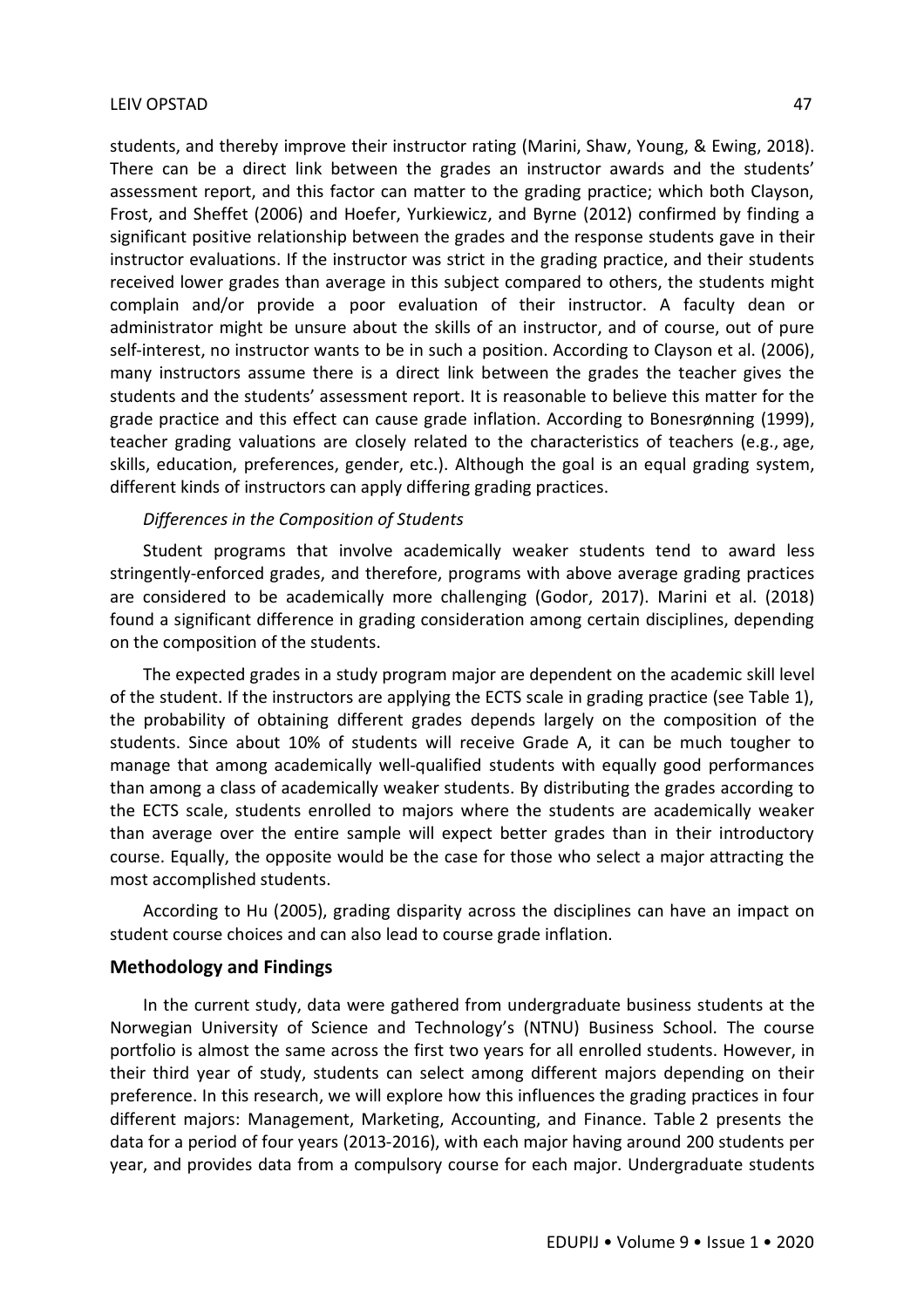students, and thereby improve their instructor rating (Marini, Shaw, Young, & Ewing, 2018). There can be a direct link between the grades an instructor awards and the students' assessment report, and this factor can matter to the grading practice; which both Clayson, Frost, and Sheffet (2006) and Hoefer, Yurkiewicz, and Byrne (2012) confirmed by finding a significant positive relationship between the grades and the response students gave in their instructor evaluations. If the instructor was strict in the grading practice, and their students received lower grades than average in this subject compared to others, the students might complain and/or provide a poor evaluation of their instructor. A faculty dean or administrator might be unsure about the skills of an instructor, and of course, out of pure self-interest, no instructor wants to be in such a position. According to Clayson et al. (2006), many instructors assume there is a direct link between the grades the teacher gives the students and the students' assessment report. It is reasonable to believe this matter for the grade practice and this effect can cause grade inflation. According to Bonesrønning (1999), teacher grading valuations are closely related to the characteristics of teachers (e.g., age, skills, education, preferences, gender, etc.). Although the goal is an equal grading system, different kinds of instructors can apply differing grading practices.

*Differences in the Composition of Students*

Student programs that involve academically weaker students tend to award less stringently-enforced grades, and therefore, programs with above average grading practices are considered to be academically more challenging (Godor, 2017). Marini et al. (2018) found a significant difference in grading consideration among certain disciplines, depending on the composition of the students.

The expected grades in a study program major are dependent on the academic skill level of the student. If the instructors are applying the ECTS scale in grading practice (see Table 1), the probability of obtaining different grades depends largely on the composition of the students. Since about 10% of students will receive Grade A, it can be much tougher to manage that among academically well-qualified students with equally good performances than among a class of academically weaker students. By distributing the grades according to the ECTS scale, students enrolled to majors where the students are academically weaker than average over the entire sample will expect better grades than in their introductory course. Equally, the opposite would be the case for those who select a major attracting the most accomplished students.

According to Hu (2005), grading disparity across the disciplines can have an impact on student course choices and can also lead to course grade inflation.

## Methodology and Findings

In the current study, data were gathered from undergraduate business students at the Norwegian University of Science and Technology's (NTNU) Business School. The course portfolio is almost the same across the first two years for all enrolled students. However, in their third year of study, students can select among different majors depending on their preference. In this research, we will explore how this influences the grading practices in four different majors: Management, Marketing, Accounting, and Finance. Table 2 presents the data for a period of four years (2013-2016), with each major having around 200 students per year, and provides data from a compulsory course for each major. Undergraduate students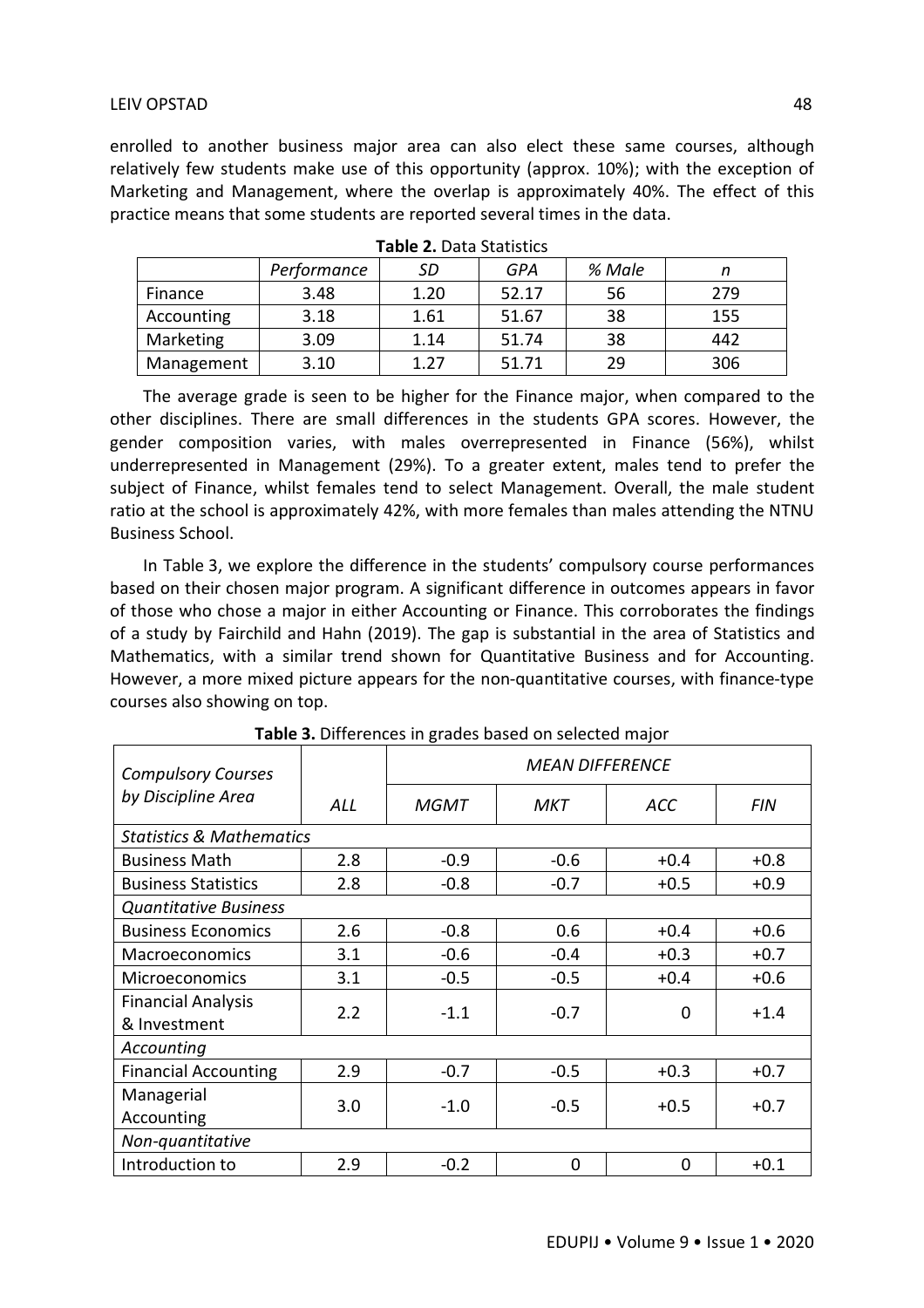enrolled to another business major area can also elect these same courses, although relatively few students make use of this opportunity (approx. 10%); with the exception of Marketing and Management, where the overlap is approximately 40%. The effect of this practice means that some students are reported several times in the data.

**Table 2.** Data Statistics

| | *Performance* | *SD* | *GPA* | *% Male* | *n* |
|---|---|---|---|---|---|
| Finance | 3.48 | 1.20 | 52.17 | 56 | 279 |
| Accounting | 3.18 | 1.61 | 51.67 | 38 | 155 |
| Marketing | 3.09 | 1.14 | 51.74 | 38 | 442 |
| Management | 3.10 | 1.27 | 51.71 | 29 | 306 |

The average grade is seen to be higher for the Finance major, when compared to the other disciplines. There are small differences in the students GPA scores. However, the gender composition varies, with males overrepresented in Finance (56%), whilst underrepresented in Management (29%). To a greater extent, males tend to prefer the subject of Finance, whilst females tend to select Management. Overall, the male student ratio at the school is approximately 42%, with more females than males attending the NTNU Business School.

In Table 3, we explore the difference in the students' compulsory course performances based on their chosen major program. A significant difference in outcomes appears in favor of those who chose a major in either Accounting or Finance. This corroborates the findings of a study by Fairchild and Hahn (2019). The gap is substantial in the area of Statistics and Mathematics, with a similar trend shown for Quantitative Business and for Accounting. However, a more mixed picture appears for the non-quantitative courses, with finance-type courses also showing on top.

**Table 3.** Differences in grades based on selected major

| *Compulsory Courses by Discipline Area* | *ALL* | *MEAN DIFFERENCE* | | | |
|---|---|---|---|---|---|
| | | *MGMT* | *MKT* | *ACC* | *FIN* |
| *Statistics & Mathematics* | | | | | |
| Business Math | 2.8 | -0.9 | -0.6 | +0.4 | +0.8 |
| Business Statistics | 2.8 | -0.8 | -0.7 | +0.5 | +0.9 |
| *Quantitative Business* | | | | | |
| Business Economics | 2.6 | -0.8 | 0.6 | +0.4 | +0.6 |
| Macroeconomics | 3.1 | -0.6 | -0.4 | +0.3 | +0.7 |
| Microeconomics | 3.1 | -0.5 | -0.5 | +0.4 | +0.6 |
| Financial Analysis & Investment | 2.2 | -1.1 | -0.7 | 0 | +1.4 |
| *Accounting* | | | | | |
| Financial Accounting | 2.9 | -0.7 | -0.5 | +0.3 | +0.7 |
| Managerial Accounting | 3.0 | -1.0 | -0.5 | +0.5 | +0.7 |
| *Non-quantitative* | | | | | |
| Introduction to | 2.9 | -0.2 | 0 | 0 | +0.1 |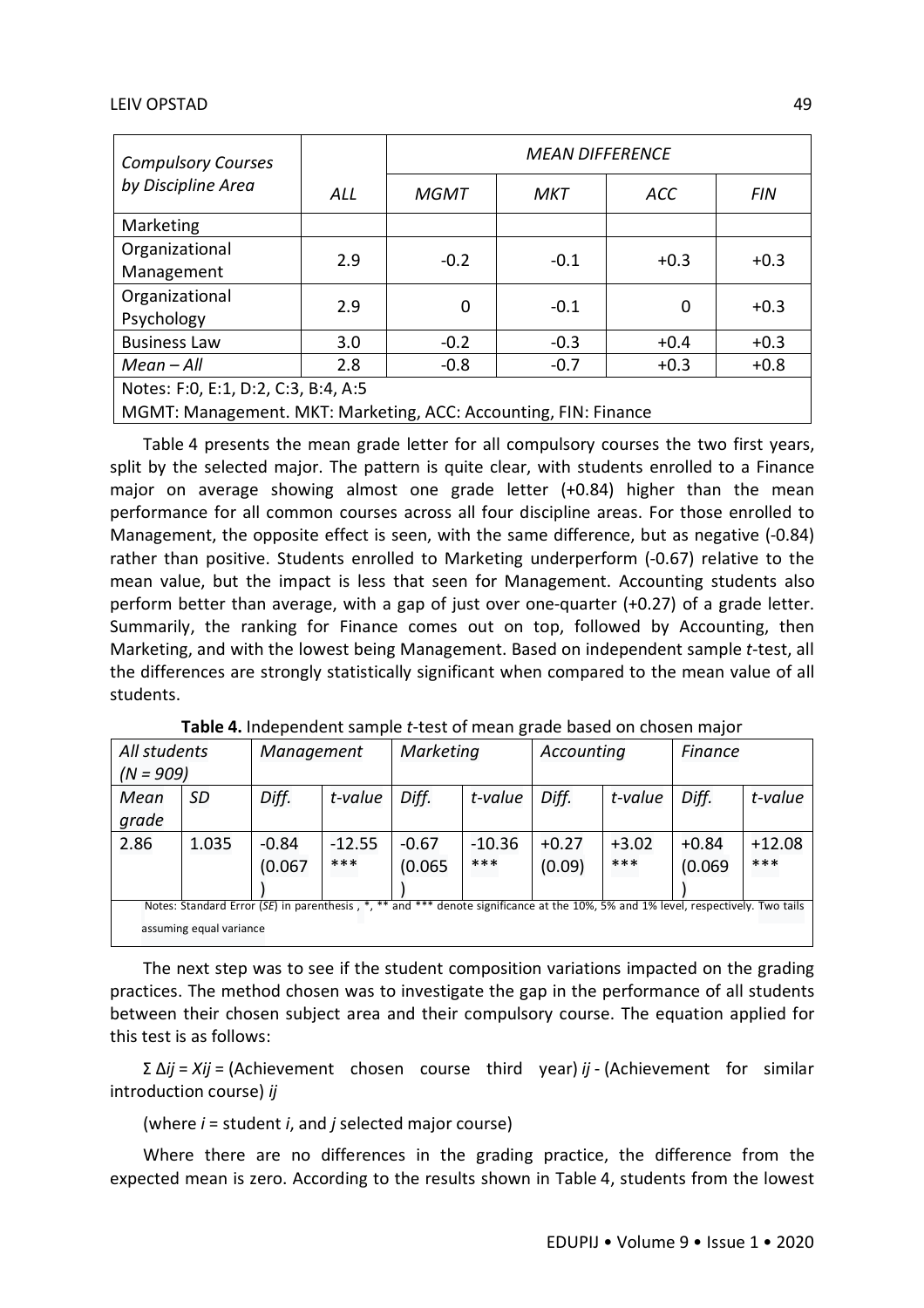| Compulsory Courses by Discipline Area | ALL | MEAN DIFFERENCE | | | |
|---|---|---|---|---|---|
| | | MGMT | MKT | ACC | FIN |
| Marketing | | | | | |
| Organizational Management | 2.9 | -0.2 | -0.1 | +0.3 | +0.3 |
| Organizational Psychology | 2.9 | 0 | -0.1 | 0 | +0.3 |
| Business Law | 3.0 | -0.2 | -0.3 | +0.4 | +0.3 |
| *Mean – All* | 2.8 | -0.8 | -0.7 | +0.3 | +0.8 |

Notes: F:0, E:1, D:2, C:3, B:4, A:5
MGMT: Management. MKT: Marketing, ACC: Accounting, FIN: Finance

Table 4 presents the mean grade letter for all compulsory courses the two first years, split by the selected major. The pattern is quite clear, with students enrolled to a Finance major on average showing almost one grade letter (+0.84) higher than the mean performance for all common courses across all four discipline areas. For those enrolled to Management, the opposite effect is seen, with the same difference, but as negative (-0.84) rather than positive. Students enrolled to Marketing underperform (-0.67) relative to the mean value, but the impact is less that seen for Management. Accounting students also perform better than average, with a gap of just over one-quarter (+0.27) of a grade letter. Summarily, the ranking for Finance comes out on top, followed by Accounting, then Marketing, and with the lowest being Management. Based on independent sample *t*-test, all the differences are strongly statistically significant when compared to the mean value of all students.

**Table 4.** Independent sample *t*-test of mean grade based on chosen major

| *All students (N = 909)* | | *Management* | | *Marketing* | | *Accounting* | | *Finance* | |
|---|---|---|---|---|---|---|---|---|---|
| *Mean grade* | *SD* | *Diff.* | *t-value* | *Diff.* | *t-value* | *Diff.* | *t-value* | *Diff.* | *t-value* |
| 2.86 | 1.035 | -0.84 (0.067) | -12.55 *** | -0.67 (0.065) | -10.36 *** | +0.27 (0.09) | +3.02 *** | +0.84 (0.069) | +12.08 *** |

Notes: Standard Error (*SE*) in parenthesis , *, ** and *** denote significance at the 10%, 5% and 1% level, respectively. Two tails assuming equal variance

The next step was to see if the student composition variations impacted on the grading practices. The method chosen was to investigate the gap in the performance of all students between their chosen subject area and their compulsory course. The equation applied for this test is as follows:

$\Sigma \Delta ij = Xij$ = (Achievement chosen course third year) $ij$ - (Achievement for similar introduction course) $ij$

(where $i$ = student $i$, and $j$ selected major course)

Where there are no differences in the grading practice, the difference from the expected mean is zero. According to the results shown in Table 4, students from the lowest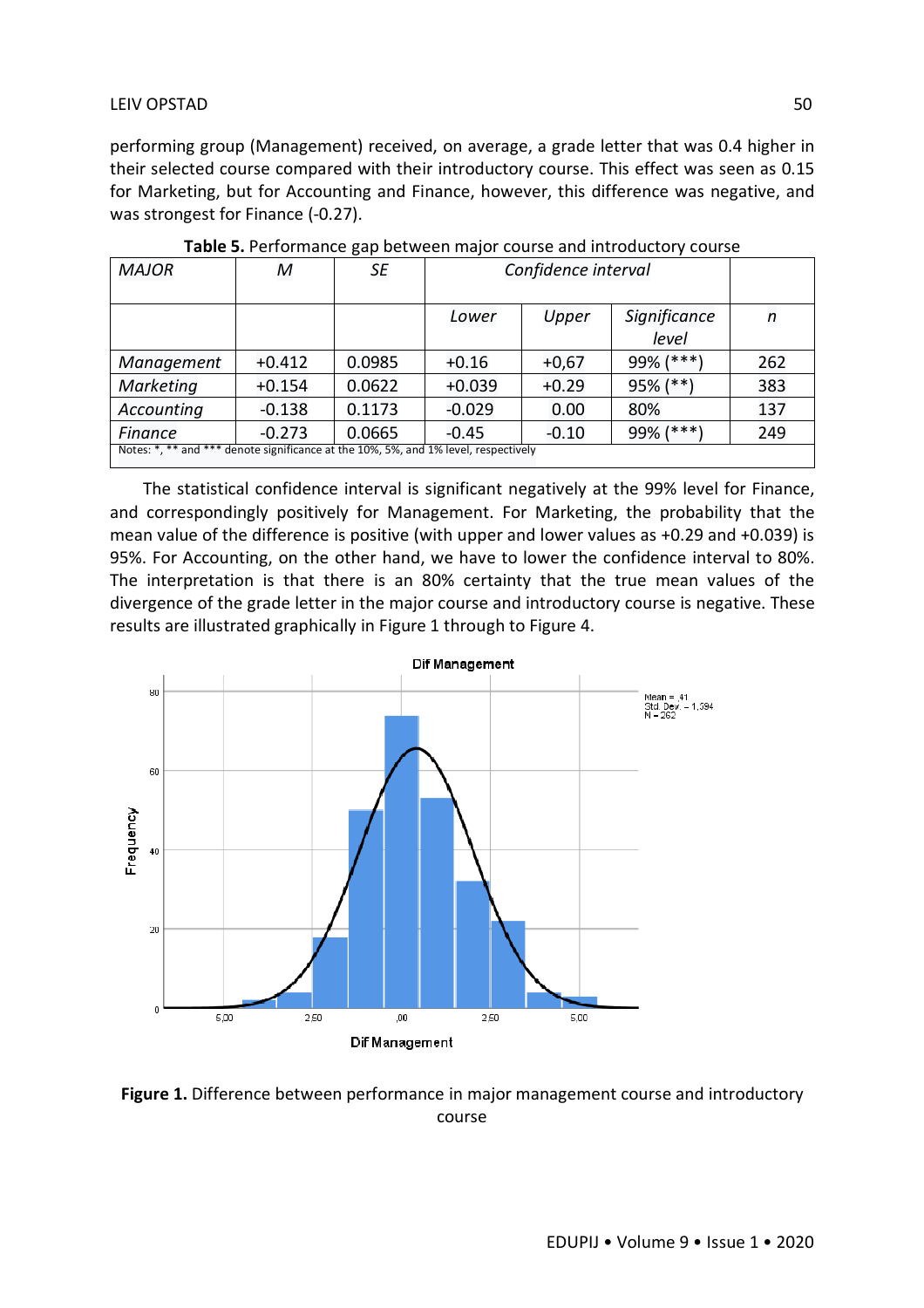performing group (Management) received, on average, a grade letter that was 0.4 higher in their selected course compared with their introductory course. This effect was seen as 0.15 for Marketing, but for Accounting and Finance, however, this difference was negative, and was strongest for Finance (-0.27).

**Table 5.** Performance gap between major course and introductory course

| *MAJOR* | *M* | *SE* | *Confidence interval* | | | |
|---|---|---|---|---|---|---|
| | | | *Lower* | *Upper* | *Significance level* | *n* |
| *Management* | +0.412 | 0.0985 | +0.16 | +0,67 | 99% (***) | 262 |
| *Marketing* | +0.154 | 0.0622 | +0.039 | +0.29 | 95% (**) | 383 |
| *Accounting* | -0.138 | 0.1173 | -0.029 | 0.00 | 80% | 137 |
| *Finance* | -0.273 | 0.0665 | -0.45 | -0.10 | 99% (***) | 249 |

Notes: *, ** and *** denote significance at the 10%, 5%, and 1% level, respectively

The statistical confidence interval is significant negatively at the 99% level for Finance, and correspondingly positively for Management. For Marketing, the probability that the mean value of the difference is positive (with upper and lower values as +0.29 and +0.039) is 95%. For Accounting, on the other hand, we have to lower the confidence interval to 80%. The interpretation is that there is an 80% certainty that the true mean values of the divergence of the grade letter in the major course and introductory course is negative. These results are illustrated graphically in Figure 1 through to Figure 4.

**Figure 1.** Difference between performance in major management course and introductory course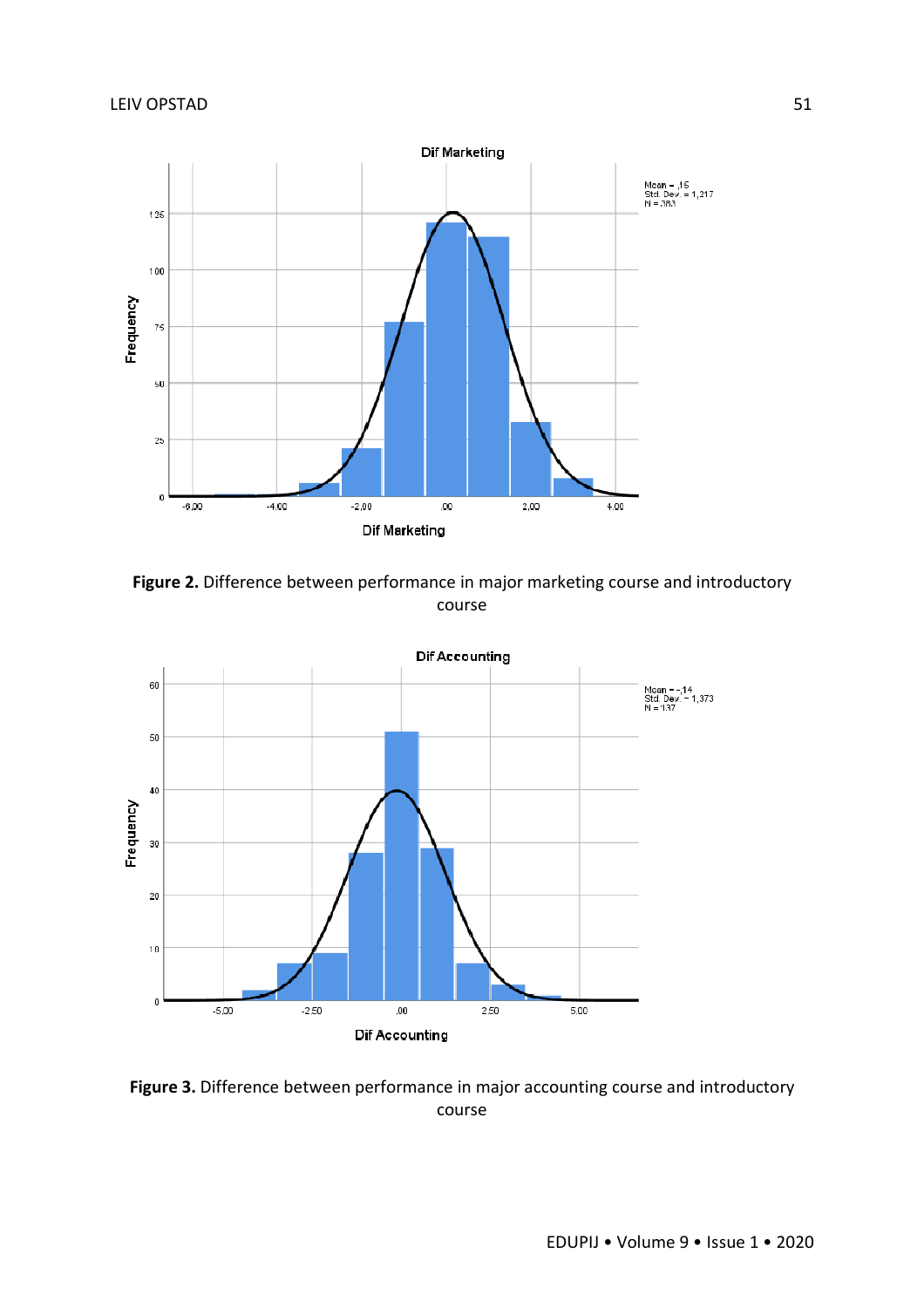**Figure 2.** Difference between performance in major marketing course and introductory course

**Figure 3.** Difference between performance in major accounting course and introductory course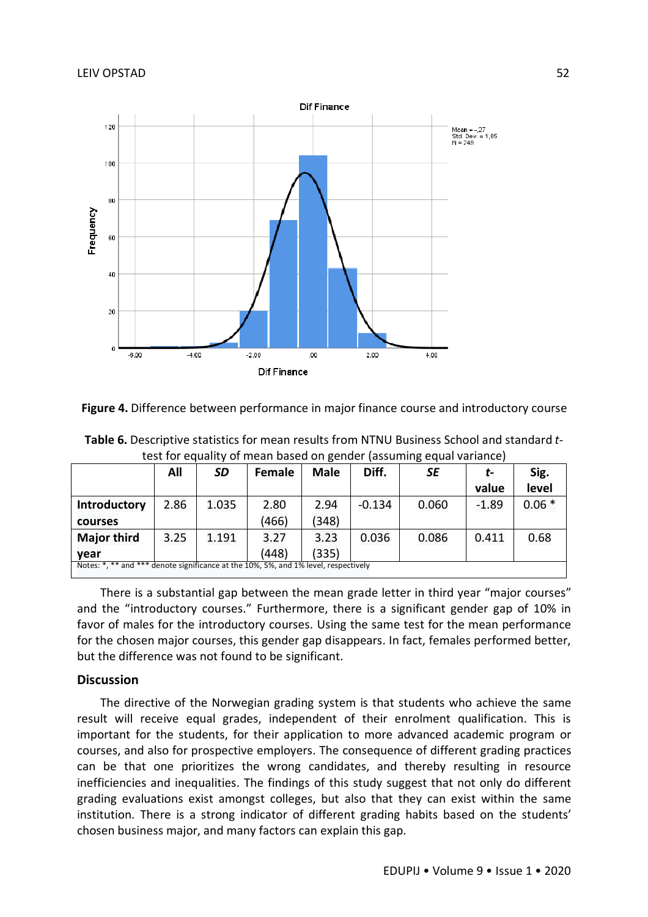**Figure 4.** Difference between performance in major finance course and introductory course

**Table 6.** Descriptive statistics for mean results from NTNU Business School and standard *t*-test for equality of mean based on gender (assuming equal variance)

| | All | *SD* | Female | Male | Diff. | *SE* | *t*-value | Sig. level |
|---|---|---|---|---|---|---|---|---|
| **Introductory courses** | 2.86 | 1.035 | 2.80 (466) | 2.94 (348) | -0.134 | 0.060 | -1.89 | 0.06 * |
| **Major third year** | 3.25 | 1.191 | 3.27 (448) | 3.23 (335) | 0.036 | 0.086 | 0.411 | 0.68 |

Notes: *, ** and *** denote significance at the 10%, 5%, and 1% level, respectively

There is a substantial gap between the mean grade letter in third year "major courses" and the "introductory courses." Furthermore, there is a significant gender gap of 10% in favor of males for the introductory courses. Using the same test for the mean performance for the chosen major courses, this gender gap disappears. In fact, females performed better, but the difference was not found to be significant.

## Discussion

The directive of the Norwegian grading system is that students who achieve the same result will receive equal grades, independent of their enrolment qualification. This is important for the students, for their application to more advanced academic program or courses, and also for prospective employers. The consequence of different grading practices can be that one prioritizes the wrong candidates, and thereby resulting in resource inefficiencies and inequalities. The findings of this study suggest that not only do different grading evaluations exist amongst colleges, but also that they can exist within the same institution. There is a strong indicator of different grading habits based on the students' chosen business major, and many factors can explain this gap.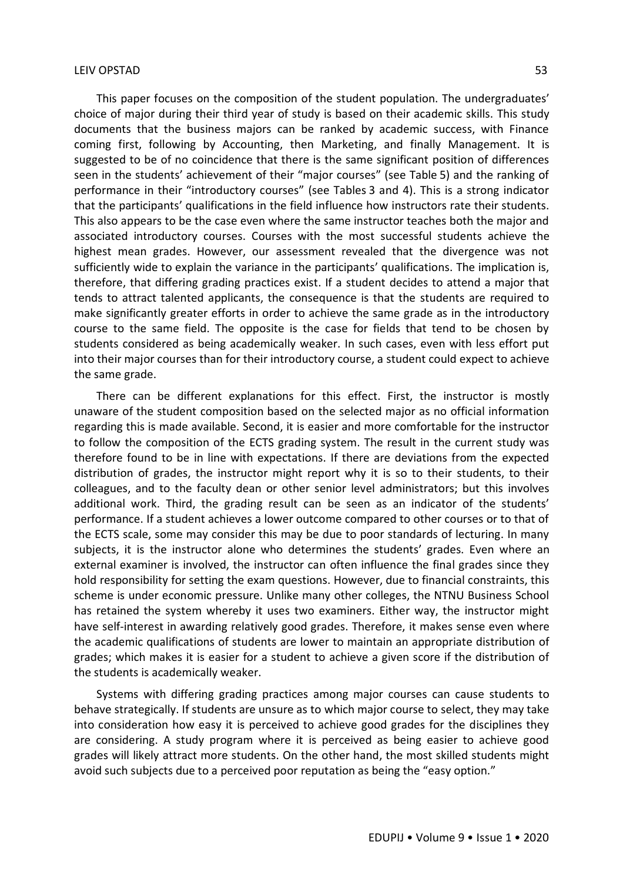This paper focuses on the composition of the student population. The undergraduates' choice of major during their third year of study is based on their academic skills. This study documents that the business majors can be ranked by academic success, with Finance coming first, following by Accounting, then Marketing, and finally Management. It is suggested to be of no coincidence that there is the same significant position of differences seen in the students' achievement of their "major courses" (see Table 5) and the ranking of performance in their "introductory courses" (see Tables 3 and 4). This is a strong indicator that the participants' qualifications in the field influence how instructors rate their students. This also appears to be the case even where the same instructor teaches both the major and associated introductory courses. Courses with the most successful students achieve the highest mean grades. However, our assessment revealed that the divergence was not sufficiently wide to explain the variance in the participants' qualifications. The implication is, therefore, that differing grading practices exist. If a student decides to attend a major that tends to attract talented applicants, the consequence is that the students are required to make significantly greater efforts in order to achieve the same grade as in the introductory course to the same field. The opposite is the case for fields that tend to be chosen by students considered as being academically weaker. In such cases, even with less effort put into their major courses than for their introductory course, a student could expect to achieve the same grade.

There can be different explanations for this effect. First, the instructor is mostly unaware of the student composition based on the selected major as no official information regarding this is made available. Second, it is easier and more comfortable for the instructor to follow the composition of the ECTS grading system. The result in the current study was therefore found to be in line with expectations. If there are deviations from the expected distribution of grades, the instructor might report why it is so to their students, to their colleagues, and to the faculty dean or other senior level administrators; but this involves additional work. Third, the grading result can be seen as an indicator of the students' performance. If a student achieves a lower outcome compared to other courses or to that of the ECTS scale, some may consider this may be due to poor standards of lecturing. In many subjects, it is the instructor alone who determines the students' grades. Even where an external examiner is involved, the instructor can often influence the final grades since they hold responsibility for setting the exam questions. However, due to financial constraints, this scheme is under economic pressure. Unlike many other colleges, the NTNU Business School has retained the system whereby it uses two examiners. Either way, the instructor might have self-interest in awarding relatively good grades. Therefore, it makes sense even where the academic qualifications of students are lower to maintain an appropriate distribution of grades; which makes it is easier for a student to achieve a given score if the distribution of the students is academically weaker.

Systems with differing grading practices among major courses can cause students to behave strategically. If students are unsure as to which major course to select, they may take into consideration how easy it is perceived to achieve good grades for the disciplines they are considering. A study program where it is perceived as being easier to achieve good grades will likely attract more students. On the other hand, the most skilled students might avoid such subjects due to a perceived poor reputation as being the "easy option."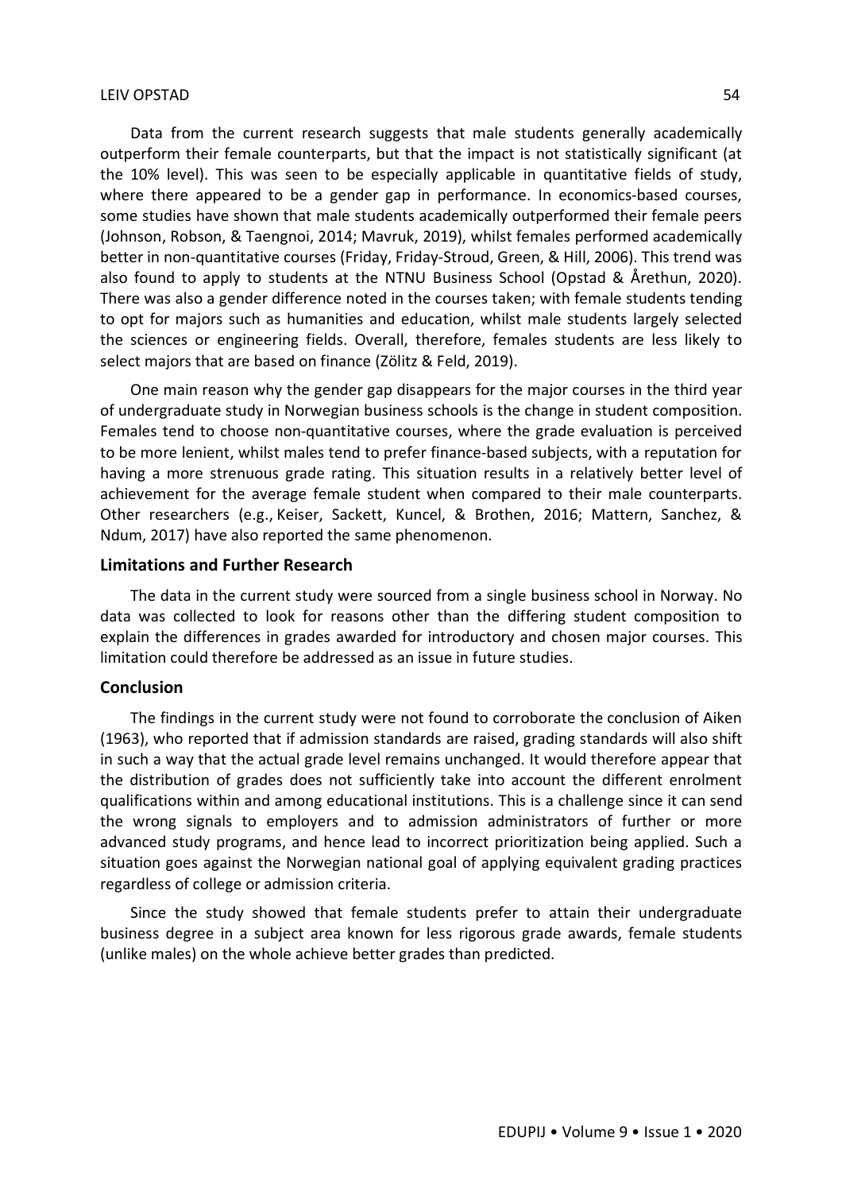Data from the current research suggests that male students generally academically outperform their female counterparts, but that the impact is not statistically significant (at the 10% level). This was seen to be especially applicable in quantitative fields of study, where there appeared to be a gender gap in performance. In economics-based courses, some studies have shown that male students academically outperformed their female peers (Johnson, Robson, & Taengnoi, 2014; Mavruk, 2019), whilst females performed academically better in non-quantitative courses (Friday, Friday-Stroud, Green, & Hill, 2006). This trend was also found to apply to students at the NTNU Business School (Opstad & Årethun, 2020). There was also a gender difference noted in the courses taken; with female students tending to opt for majors such as humanities and education, whilst male students largely selected the sciences or engineering fields. Overall, therefore, females students are less likely to select majors that are based on finance (Zölitz & Feld, 2019).

One main reason why the gender gap disappears for the major courses in the third year of undergraduate study in Norwegian business schools is the change in student composition. Females tend to choose non-quantitative courses, where the grade evaluation is perceived to be more lenient, whilst males tend to prefer finance-based subjects, with a reputation for having a more strenuous grade rating. This situation results in a relatively better level of achievement for the average female student when compared to their male counterparts. Other researchers (e.g., Keiser, Sackett, Kuncel, & Brothen, 2016; Mattern, Sanchez, & Ndum, 2017) have also reported the same phenomenon.

## Limitations and Further Research

The data in the current study were sourced from a single business school in Norway. No data was collected to look for reasons other than the differing student composition to explain the differences in grades awarded for introductory and chosen major courses. This limitation could therefore be addressed as an issue in future studies.

## Conclusion

The findings in the current study were not found to corroborate the conclusion of Aiken (1963), who reported that if admission standards are raised, grading standards will also shift in such a way that the actual grade level remains unchanged. It would therefore appear that the distribution of grades does not sufficiently take into account the different enrolment qualifications within and among educational institutions. This is a challenge since it can send the wrong signals to employers and to admission administrators of further or more advanced study programs, and hence lead to incorrect prioritization being applied. Such a situation goes against the Norwegian national goal of applying equivalent grading practices regardless of college or admission criteria.

Since the study showed that female students prefer to attain their undergraduate business degree in a subject area known for less rigorous grade awards, female students (unlike males) on the whole achieve better grades than predicted.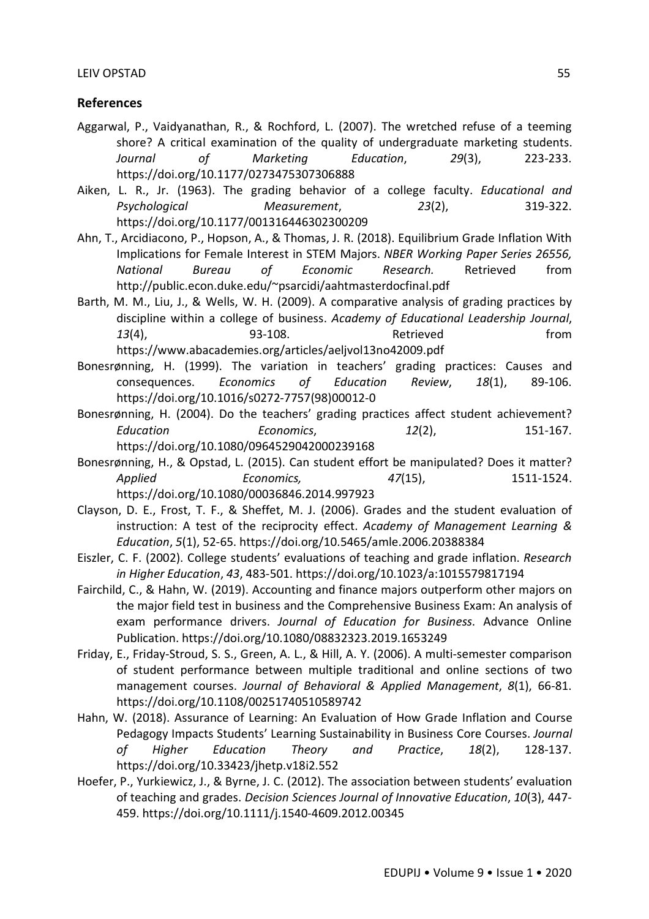## References

Aggarwal, P., Vaidyanathan, R., & Rochford, L. (2007). The wretched refuse of a teeming shore? A critical examination of the quality of undergraduate marketing students. *Journal of Marketing Education*, *29*(3), 223-233. https://doi.org/10.1177/0273475307306888

Aiken, L. R., Jr. (1963). The grading behavior of a college faculty. *Educational and Psychological Measurement*, *23*(2), 319-322. https://doi.org/10.1177/001316446302300209

Ahn, T., Arcidiacono, P., Hopson, A., & Thomas, J. R. (2018). Equilibrium Grade Inflation With Implications for Female Interest in STEM Majors. *NBER Working Paper Series 26556, National Bureau of Economic Research.* Retrieved from http://public.econ.duke.edu/~psarcidi/aahtmasterdocfinal.pdf

Barth, M. M., Liu, J., & Wells, W. H. (2009). A comparative analysis of grading practices by discipline within a college of business. *Academy of Educational Leadership Journal*, *13*(4), 93-108. Retrieved from https://www.abacademies.org/articles/aeljvol13no42009.pdf

Bonesrønning, H. (1999). The variation in teachers' grading practices: Causes and consequences. *Economics of Education Review*, *18*(1), 89-106. https://doi.org/10.1016/s0272-7757(98)00012-0

Bonesrønning, H. (2004). Do the teachers' grading practices affect student achievement? *Education Economics*, *12*(2), 151-167. https://doi.org/10.1080/0964529042000239168

Bonesrønning, H., & Opstad, L. (2015). Can student effort be manipulated? Does it matter? *Applied Economics,* *47*(15), 1511-1524. https://doi.org/10.1080/00036846.2014.997923

Clayson, D. E., Frost, T. F., & Sheffet, M. J. (2006). Grades and the student evaluation of instruction: A test of the reciprocity effect. *Academy of Management Learning & Education*, *5*(1), 52-65. https://doi.org/10.5465/amle.2006.20388384

Eiszler, C. F. (2002). College students' evaluations of teaching and grade inflation. *Research in Higher Education*, *43*, 483-501. https://doi.org/10.1023/a:1015579817194

Fairchild, C., & Hahn, W. (2019). Accounting and finance majors outperform other majors on the major field test in business and the Comprehensive Business Exam: An analysis of exam performance drivers. *Journal of Education for Business*. Advance Online Publication. https://doi.org/10.1080/08832323.2019.1653249

Friday, E., Friday-Stroud, S. S., Green, A. L., & Hill, A. Y. (2006). A multi-semester comparison of student performance between multiple traditional and online sections of two management courses. *Journal of Behavioral & Applied Management*, *8*(1), 66-81. https://doi.org/10.1108/00251740510589742

Hahn, W. (2018). Assurance of Learning: An Evaluation of How Grade Inflation and Course Pedagogy Impacts Students' Learning Sustainability in Business Core Courses. *Journal of Higher Education Theory and Practice*, *18*(2), 128-137. https://doi.org/10.33423/jhetp.v18i2.552

Hoefer, P., Yurkiewicz, J., & Byrne, J. C. (2012). The association between students' evaluation of teaching and grades. *Decision Sciences Journal of Innovative Education*, *10*(3), 447-459. https://doi.org/10.1111/j.1540-4609.2012.00345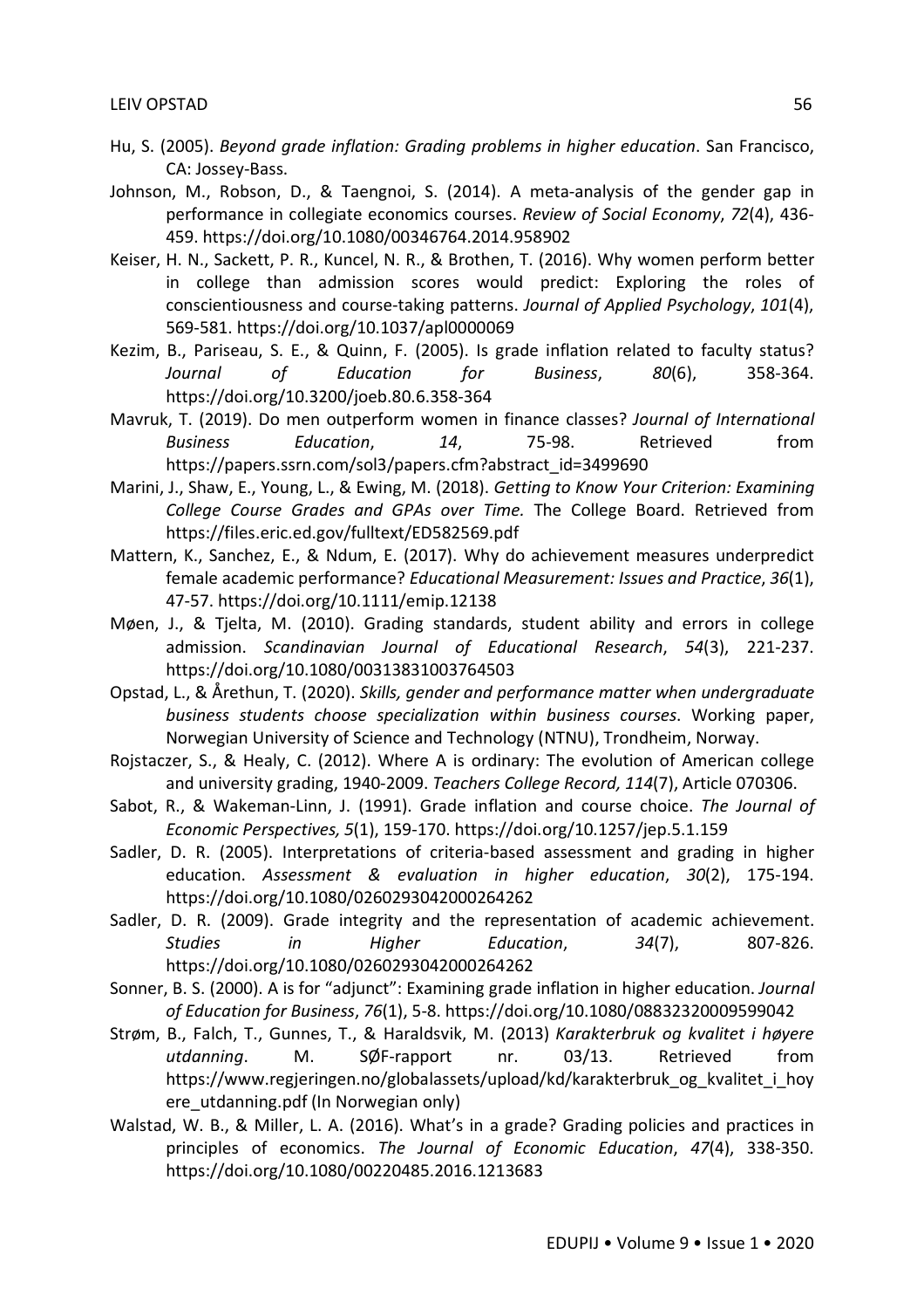Hu, S. (2005). *Beyond grade inflation: Grading problems in higher education*. San Francisco, CA: Jossey-Bass.

Johnson, M., Robson, D., & Taengnoi, S. (2014). A meta-analysis of the gender gap in performance in collegiate economics courses. *Review of Social Economy*, *72*(4), 436-459. https://doi.org/10.1080/00346764.2014.958902

Keiser, H. N., Sackett, P. R., Kuncel, N. R., & Brothen, T. (2016). Why women perform better in college than admission scores would predict: Exploring the roles of conscientiousness and course-taking patterns. *Journal of Applied Psychology*, *101*(4), 569-581. https://doi.org/10.1037/apl0000069

Kezim, B., Pariseau, S. E., & Quinn, F. (2005). Is grade inflation related to faculty status? *Journal of Education for Business*, *80*(6), 358-364. https://doi.org/10.3200/joeb.80.6.358-364

Mavruk, T. (2019). Do men outperform women in finance classes? *Journal of International Business Education*, *14*, 75-98. Retrieved from https://papers.ssrn.com/sol3/papers.cfm?abstract_id=3499690

Marini, J., Shaw, E., Young, L., & Ewing, M. (2018). *Getting to Know Your Criterion: Examining College Course Grades and GPAs over Time.* The College Board. Retrieved from https://files.eric.ed.gov/fulltext/ED582569.pdf

Mattern, K., Sanchez, E., & Ndum, E. (2017). Why do achievement measures underpredict female academic performance? *Educational Measurement: Issues and Practice*, *36*(1), 47-57. https://doi.org/10.1111/emip.12138

Møen, J., & Tjelta, M. (2010). Grading standards, student ability and errors in college admission. *Scandinavian Journal of Educational Research*, *54*(3), 221-237. https://doi.org/10.1080/00313831003764503

Opstad, L., & Årethun, T. (2020). *Skills, gender and performance matter when undergraduate business students choose specialization within business courses*. Working paper, Norwegian University of Science and Technology (NTNU), Trondheim, Norway.

Rojstaczer, S., & Healy, C. (2012). Where A is ordinary: The evolution of American college and university grading, 1940-2009. *Teachers College Record, 114*(7), Article 070306.

Sabot, R., & Wakeman-Linn, J. (1991). Grade inflation and course choice. *The Journal of Economic Perspectives, 5*(1), 159-170. https://doi.org/10.1257/jep.5.1.159

Sadler, D. R. (2005). Interpretations of criteria-based assessment and grading in higher education. *Assessment & evaluation in higher education*, *30*(2), 175-194. https://doi.org/10.1080/0260293042000264262

Sadler, D. R. (2009). Grade integrity and the representation of academic achievement. *Studies in Higher Education*, *34*(7), 807-826. https://doi.org/10.1080/0260293042000264262

Sonner, B. S. (2000). A is for "adjunct": Examining grade inflation in higher education. *Journal of Education for Business*, *76*(1), 5-8. https://doi.org/10.1080/08832320009599042

Strøm, B., Falch, T., Gunnes, T., & Haraldsvik, M. (2013) *Karakterbruk og kvalitet i høyere utdanning*. M. SØF-rapport nr. 03/13. Retrieved from https://www.regjeringen.no/globalassets/upload/kd/karakterbruk_og_kvalitet_i_hoyere_utdanning.pdf (In Norwegian only)

Walstad, W. B., & Miller, L. A. (2016). What's in a grade? Grading policies and practices in principles of economics. *The Journal of Economic Education*, *47*(4), 338-350. https://doi.org/10.1080/00220485.2016.1213683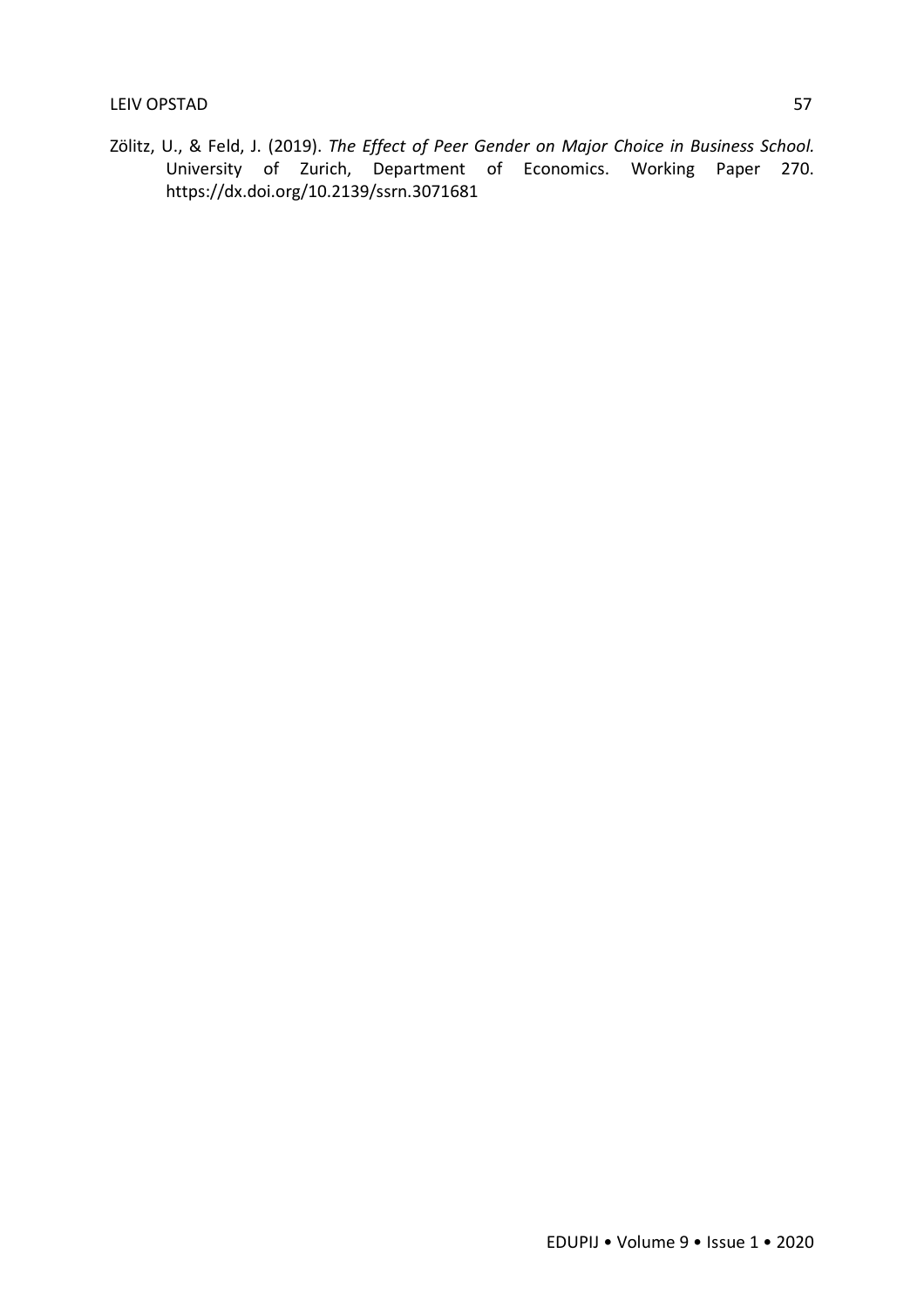Zölitz, U., & Feld, J. (2019). *The Effect of Peer Gender on Major Choice in Business School.* University of Zurich, Department of Economics. Working Paper 270. https://dx.doi.org/10.2139/ssrn.3071681